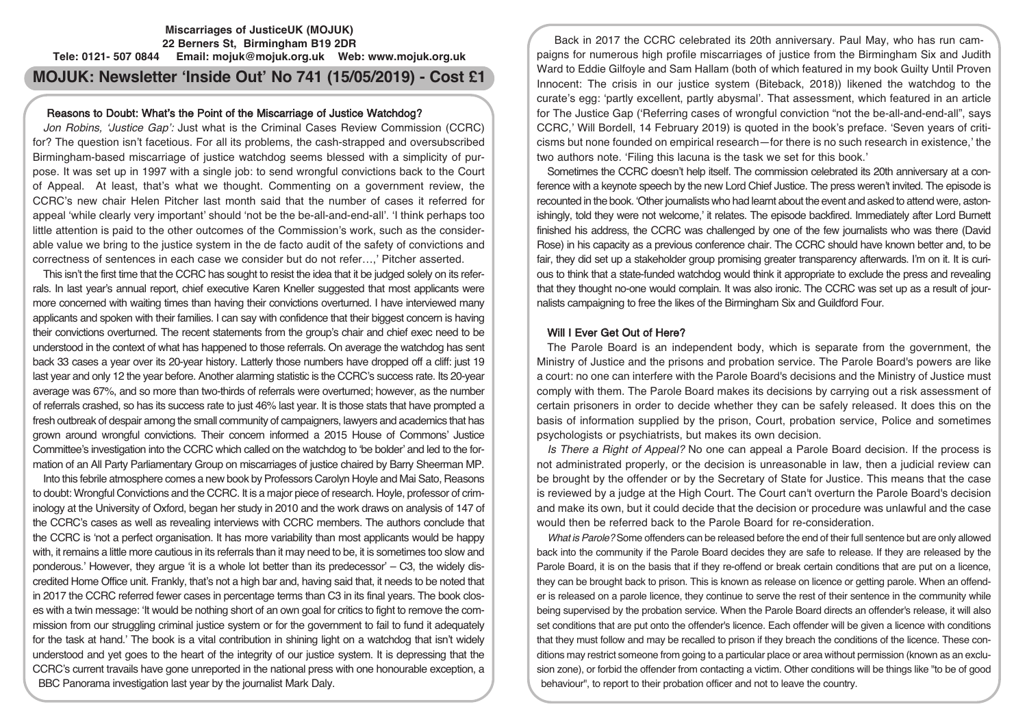**Miscarriages of JusticeUK (MOJUK)**
**22 Berners St, Birmingham B19 2DR**
**Tele: 0121- 507 0844 Email: mojuk@mojuk.org.uk Web: www.mojuk.org.uk**

# MOJUK: Newsletter 'Inside Out' No 741 (15/05/2019) - Cost £1

## Reasons to Doubt: What's the Point of the Miscarriage of Justice Watchdog?

*Jon Robins, 'Justice Gap':* Just what is the Criminal Cases Review Commission (CCRC) for? The question isn't facetious. For all its problems, the cash-strapped and oversubscribed Birmingham-based miscarriage of justice watchdog seems blessed with a simplicity of purpose. It was set up in 1997 with a single job: to send wrongful convictions back to the Court of Appeal. At least, that's what we thought. Commenting on a government review, the CCRC's new chair Helen Pitcher last month said that the number of cases it referred for appeal 'while clearly very important' should 'not be the be-all-and-end-all'. 'I think perhaps too little attention is paid to the other outcomes of the Commission's work, such as the considerable value we bring to the justice system in the de facto audit of the safety of convictions and correctness of sentences in each case we consider but do not refer…,' Pitcher asserted.

This isn't the first time that the CCRC has sought to resist the idea that it be judged solely on its referrals. In last year's annual report, chief executive Karen Kneller suggested that most applicants were more concerned with waiting times than having their convictions overturned. I have interviewed many applicants and spoken with their families. I can say with confidence that their biggest concern is having their convictions overturned. The recent statements from the group's chair and chief exec need to be understood in the context of what has happened to those referrals. On average the watchdog has sent back 33 cases a year over its 20-year history. Latterly those numbers have dropped off a cliff: just 19 last year and only 12 the year before. Another alarming statistic is the CCRC's success rate. Its 20-year average was 67%, and so more than two-thirds of referrals were overturned; however, as the number of referrals crashed, so has its success rate to just 46% last year. It is those stats that have prompted a fresh outbreak of despair among the small community of campaigners, lawyers and academics that has grown around wrongful convictions. Their concern informed a 2015 House of Commons' Justice Committee's investigation into the CCRC which called on the watchdog to 'be bolder' and led to the formation of an All Party Parliamentary Group on miscarriages of justice chaired by Barry Sheerman MP.

Into this febrile atmosphere comes a new book by Professors Carolyn Hoyle and Mai Sato, Reasons to doubt: Wrongful Convictions and the CCRC. It is a major piece of research. Hoyle, professor of criminology at the University of Oxford, began her study in 2010 and the work draws on analysis of 147 of the CCRC's cases as well as revealing interviews with CCRC members. The authors conclude that the CCRC is 'not a perfect organisation. It has more variability than most applicants would be happy with, it remains a little more cautious in its referrals than it may need to be, it is sometimes too slow and ponderous.' However, they argue 'it is a whole lot better than its predecessor' – C3, the widely discredited Home Office unit. Frankly, that's not a high bar and, having said that, it needs to be noted that in 2017 the CCRC referred fewer cases in percentage terms than C3 in its final years. The book closes with a twin message: 'It would be nothing short of an own goal for critics to fight to remove the commission from our struggling criminal justice system or for the government to fail to fund it adequately for the task at hand.' The book is a vital contribution in shining light on a watchdog that isn't widely understood and yet goes to the heart of the integrity of our justice system. It is depressing that the CCRC's current travails have gone unreported in the national press with one honourable exception, a BBC Panorama investigation last year by the journalist Mark Daly.

Back in 2017 the CCRC celebrated its 20th anniversary. Paul May, who has run campaigns for numerous high profile miscarriages of justice from the Birmingham Six and Judith Ward to Eddie Gilfoyle and Sam Hallam (both of which featured in my book Guilty Until Proven Innocent: The crisis in our justice system (Biteback, 2018)) likened the watchdog to the curate's egg: 'partly excellent, partly abysmal'. That assessment, which featured in an article for The Justice Gap ('Referring cases of wrongful conviction "not the be-all-and-end-all", says CCRC,' Will Bordell, 14 February 2019) is quoted in the book's preface. 'Seven years of criticisms but none founded on empirical research—for there is no such research in existence,' the two authors note. 'Filing this lacuna is the task we set for this book.'

Sometimes the CCRC doesn't help itself. The commission celebrated its 20th anniversary at a conference with a keynote speech by the new Lord Chief Justice. The press weren't invited. The episode is recounted in the book. 'Other journalists who had learnt about the event and asked to attend were, astonishingly, told they were not welcome,' it relates. The episode backfired. Immediately after Lord Burnett finished his address, the CCRC was challenged by one of the few journalists who was there (David Rose) in his capacity as a previous conference chair. The CCRC should have known better and, to be fair, they did set up a stakeholder group promising greater transparency afterwards. I'm on it. It is curious to think that a state-funded watchdog would think it appropriate to exclude the press and revealing that they thought no-one would complain. It was also ironic. The CCRC was set up as a result of journalists campaigning to free the likes of the Birmingham Six and Guildford Four.

## Will I Ever Get Out of Here?

The Parole Board is an independent body, which is separate from the government, the Ministry of Justice and the prisons and probation service. The Parole Board's powers are like a court: no one can interfere with the Parole Board's decisions and the Ministry of Justice must comply with them. The Parole Board makes its decisions by carrying out a risk assessment of certain prisoners in order to decide whether they can be safely released. It does this on the basis of information supplied by the prison, Court, probation service, Police and sometimes psychologists or psychiatrists, but makes its own decision.

*Is There a Right of Appeal?* No one can appeal a Parole Board decision. If the process is not administrated properly, or the decision is unreasonable in law, then a judicial review can be brought by the offender or by the Secretary of State for Justice. This means that the case is reviewed by a judge at the High Court. The Court can't overturn the Parole Board's decision and make its own, but it could decide that the decision or procedure was unlawful and the case would then be referred back to the Parole Board for re-consideration.

*What is Parole?* Some offenders can be released before the end of their full sentence but are only allowed back into the community if the Parole Board decides they are safe to release. If they are released by the Parole Board, it is on the basis that if they re-offend or break certain conditions that are put on a licence, they can be brought back to prison. This is known as release on licence or getting parole. When an offender is released on a parole licence, they continue to serve the rest of their sentence in the community while being supervised by the probation service. When the Parole Board directs an offender's release, it will also set conditions that are put onto the offender's licence. Each offender will be given a licence with conditions that they must follow and may be recalled to prison if they breach the conditions of the licence. These conditions may restrict someone from going to a particular place or area without permission (known as an exclusion zone), or forbid the offender from contacting a victim. Other conditions will be things like "to be of good behaviour", to report to their probation officer and not to leave the country.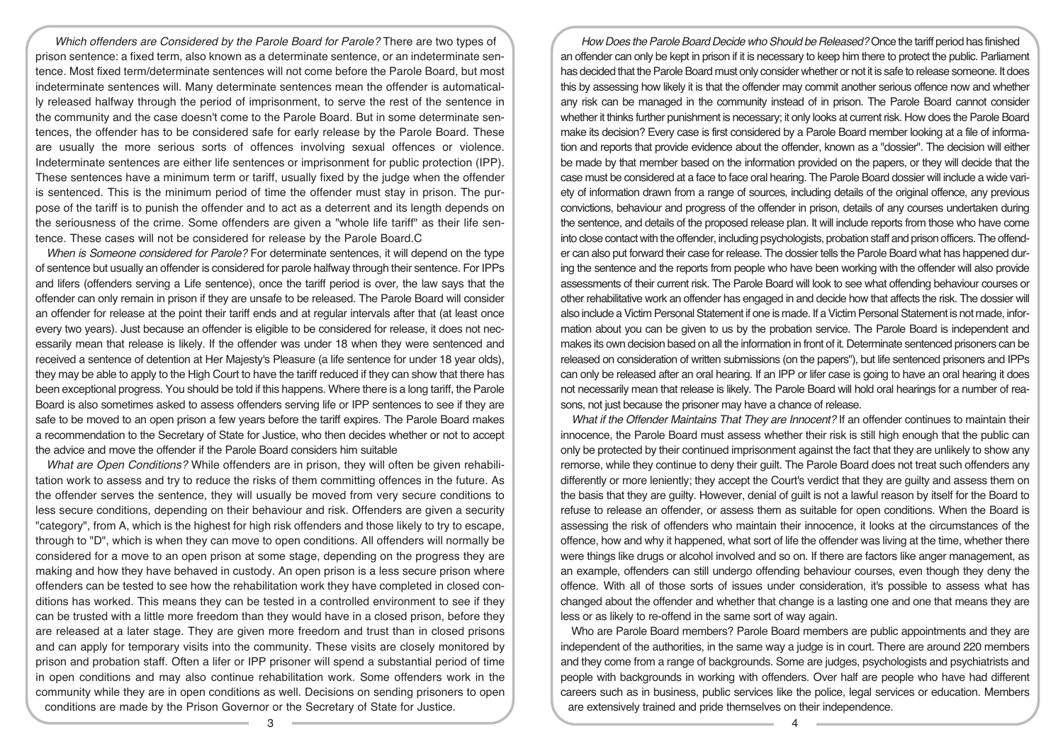*Which offenders are Considered by the Parole Board for Parole?* There are two types of prison sentence: a fixed term, also known as a determinate sentence, or an indeterminate sentence. Most fixed term/determinate sentences will not come before the Parole Board, but most indeterminate sentences will. Many determinate sentences mean the offender is automatically released halfway through the period of imprisonment, to serve the rest of the sentence in the community and the case doesn't come to the Parole Board. But in some determinate sentences, the offender has to be considered safe for early release by the Parole Board. These are usually the more serious sorts of offences involving sexual offences or violence. Indeterminate sentences are either life sentences or imprisonment for public protection (IPP). These sentences have a minimum term or tariff, usually fixed by the judge when the offender is sentenced. This is the minimum period of time the offender must stay in prison. The purpose of the tariff is to punish the offender and to act as a deterrent and its length depends on the seriousness of the crime. Some offenders are given a "whole life tariff" as their life sentence. These cases will not be considered for release by the Parole Board.C

*When is Someone considered for Parole?* For determinate sentences, it will depend on the type of sentence but usually an offender is considered for parole halfway through their sentence. For IPPs and lifers (offenders serving a Life sentence), once the tariff period is over, the law says that the offender can only remain in prison if they are unsafe to be released. The Parole Board will consider an offender for release at the point their tariff ends and at regular intervals after that (at least once every two years). Just because an offender is eligible to be considered for release, it does not necessarily mean that release is likely. If the offender was under 18 when they were sentenced and received a sentence of detention at Her Majesty's Pleasure (a life sentence for under 18 year olds), they may be able to apply to the High Court to have the tariff reduced if they can show that there has been exceptional progress. You should be told if this happens. Where there is a long tariff, the Parole Board is also sometimes asked to assess offenders serving life or IPP sentences to see if they are safe to be moved to an open prison a few years before the tariff expires. The Parole Board makes a recommendation to the Secretary of State for Justice, who then decides whether or not to accept the advice and move the offender if the Parole Board considers him suitable

*What are Open Conditions?* While offenders are in prison, they will often be given rehabilitation work to assess and try to reduce the risks of them committing offences in the future. As the offender serves the sentence, they will usually be moved from very secure conditions to less secure conditions, depending on their behaviour and risk. Offenders are given a security "category", from A, which is the highest for high risk offenders and those likely to try to escape, through to "D", which is when they can move to open conditions. All offenders will normally be considered for a move to an open prison at some stage, depending on the progress they are making and how they have behaved in custody. An open prison is a less secure prison where offenders can be tested to see how the rehabilitation work they have completed in closed conditions has worked. This means they can be tested in a controlled environment to see if they can be trusted with a little more freedom than they would have in a closed prison, before they are released at a later stage. They are given more freedom and trust than in closed prisons and can apply for temporary visits into the community. These visits are closely monitored by prison and probation staff. Often a lifer or IPP prisoner will spend a substantial period of time in open conditions and may also continue rehabilitation work. Some offenders work in the community while they are in open conditions as well. Decisions on sending prisoners to open conditions are made by the Prison Governor or the Secretary of State for Justice.

*How Does the Parole Board Decide who Should be Released?* Once the tariff period has finished an offender can only be kept in prison if it is necessary to keep him there to protect the public. Parliament has decided that the Parole Board must only consider whether or not it is safe to release someone. It does this by assessing how likely it is that the offender may commit another serious offence now and whether any risk can be managed in the community instead of in prison. The Parole Board cannot consider whether it thinks further punishment is necessary; it only looks at current risk. How does the Parole Board make its decision? Every case is first considered by a Parole Board member looking at a file of information and reports that provide evidence about the offender, known as a "dossier". The decision will either be made by that member based on the information provided on the papers, or they will decide that the case must be considered at a face to face oral hearing. The Parole Board dossier will include a wide variety of information drawn from a range of sources, including details of the original offence, any previous convictions, behaviour and progress of the offender in prison, details of any courses undertaken during the sentence, and details of the proposed release plan. It will include reports from those who have come into close contact with the offender, including psychologists, probation staff and prison officers. The offender can also put forward their case for release. The dossier tells the Parole Board what has happened during the sentence and the reports from people who have been working with the offender will also provide assessments of their current risk. The Parole Board will look to see what offending behaviour courses or other rehabilitative work an offender has engaged in and decide how that affects the risk. The dossier will also include a Victim Personal Statement if one is made. If a Victim Personal Statement is not made, information about you can be given to us by the probation service. The Parole Board is independent and makes its own decision based on all the information in front of it. Determinate sentenced prisoners can be released on consideration of written submissions (on the papers"), but life sentenced prisoners and IPPs can only be released after an oral hearing. If an IPP or lifer case is going to have an oral hearing it does not necessarily mean that release is likely. The Parole Board will hold oral hearings for a number of reasons, not just because the prisoner may have a chance of release.

*What if the Offender Maintains That They are Innocent?* If an offender continues to maintain their innocence, the Parole Board must assess whether their risk is still high enough that the public can only be protected by their continued imprisonment against the fact that they are unlikely to show any remorse, while they continue to deny their guilt. The Parole Board does not treat such offenders any differently or more leniently; they accept the Court's verdict that they are guilty and assess them on the basis that they are guilty. However, denial of guilt is not a lawful reason by itself for the Board to refuse to release an offender, or assess them as suitable for open conditions. When the Board is assessing the risk of offenders who maintain their innocence, it looks at the circumstances of the offence, how and why it happened, what sort of life the offender was living at the time, whether there were things like drugs or alcohol involved and so on. If there are factors like anger management, as an example, offenders can still undergo offending behaviour courses, even though they deny the offence. With all of those sorts of issues under consideration, it's possible to assess what has changed about the offender and whether that change is a lasting one and one that means they are less or as likely to re-offend in the same sort of way again.

Who are Parole Board members? Parole Board members are public appointments and they are independent of the authorities, in the same way a judge is in court. There are around 220 members and they come from a range of backgrounds. Some are judges, psychologists and psychiatrists and people with backgrounds in working with offenders. Over half are people who have had different careers such as in business, public services like the police, legal services or education. Members are extensively trained and pride themselves on their independence.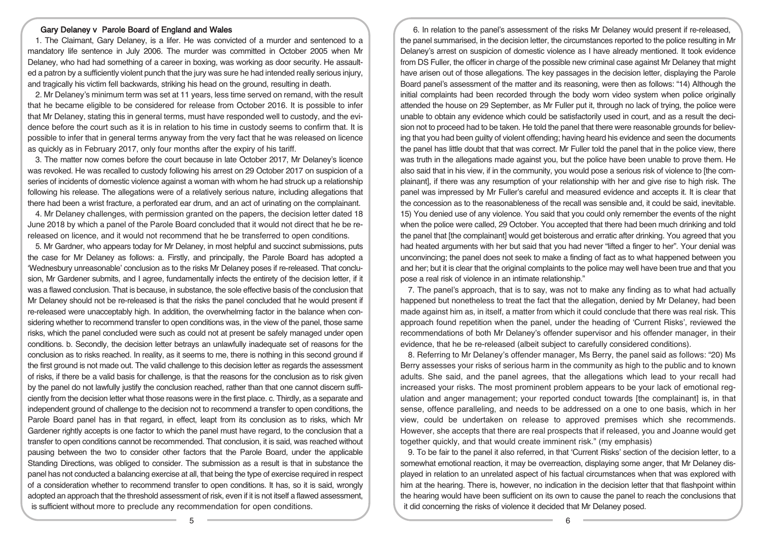### Gary Delaney v Parole Board of England and Wales

1. The Claimant, Gary Delaney, is a lifer. He was convicted of a murder and sentenced to a mandatory life sentence in July 2006. The murder was committed in October 2005 when Mr Delaney, who had had something of a career in boxing, was working as door security. He assaulted a patron by a sufficiently violent punch that the jury was sure he had intended really serious injury, and tragically his victim fell backwards, striking his head on the ground, resulting in death.

2. Mr Delaney's minimum term was set at 11 years, less time served on remand, with the result that he became eligible to be considered for release from October 2016. It is possible to infer that Mr Delaney, stating this in general terms, must have responded well to custody, and the evidence before the court such as it is in relation to his time in custody seems to confirm that. It is possible to infer that in general terms anyway from the very fact that he was released on licence as quickly as in February 2017, only four months after the expiry of his tariff.

3. The matter now comes before the court because in late October 2017, Mr Delaney's licence was revoked. He was recalled to custody following his arrest on 29 October 2017 on suspicion of a series of incidents of domestic violence against a woman with whom he had struck up a relationship following his release. The allegations were of a relatively serious nature, including allegations that there had been a wrist fracture, a perforated ear drum, and an act of urinating on the complainant.

4. Mr Delaney challenges, with permission granted on the papers, the decision letter dated 18 June 2018 by which a panel of the Parole Board concluded that it would not direct that he be re-released on licence, and it would not recommend that he be transferred to open conditions.

5. Mr Gardner, who appears today for Mr Delaney, in most helpful and succinct submissions, puts the case for Mr Delaney as follows: a. Firstly, and principally, the Parole Board has adopted a 'Wednesbury unreasonable' conclusion as to the risks Mr Delaney poses if re-released. That conclusion, Mr Gardener submits, and I agree, fundamentally infects the entirety of the decision letter, if it was a flawed conclusion. That is because, in substance, the sole effective basis of the conclusion that Mr Delaney should not be re-released is that the risks the panel concluded that he would present if re-released were unacceptably high. In addition, the overwhelming factor in the balance when considering whether to recommend transfer to open conditions was, in the view of the panel, those same risks, which the panel concluded were such as could not at present be safely managed under open conditions. b. Secondly, the decision letter betrays an unlawfully inadequate set of reasons for the conclusion as to risks reached. In reality, as it seems to me, there is nothing in this second ground if the first ground is not made out. The valid challenge to this decision letter as regards the assessment of risks, if there be a valid basis for challenge, is that the reasons for the conclusion as to risk given by the panel do not lawfully justify the conclusion reached, rather than that one cannot discern sufficiently from the decision letter what those reasons were in the first place. c. Thirdly, as a separate and independent ground of challenge to the decision not to recommend a transfer to open conditions, the Parole Board panel has in that regard, in effect, leapt from its conclusion as to risks, which Mr Gardener rightly accepts is one factor to which the panel must have regard, to the conclusion that a transfer to open conditions cannot be recommended. That conclusion, it is said, was reached without pausing between the two to consider other factors that the Parole Board, under the applicable Standing Directions, was obliged to consider. The submission as a result is that in substance the panel has not conducted a balancing exercise at all, that being the type of exercise required in respect of a consideration whether to recommend transfer to open conditions. It has, so it is said, wrongly adopted an approach that the threshold assessment of risk, even if it is not itself a flawed assessment, is sufficient without more to preclude any recommendation for open conditions.

6. In relation to the panel's assessment of the risks Mr Delaney would present if re-released, the panel summarised, in the decision letter, the circumstances reported to the police resulting in Mr Delaney's arrest on suspicion of domestic violence as I have already mentioned. It took evidence from DS Fuller, the officer in charge of the possible new criminal case against Mr Delaney that might have arisen out of those allegations. The key passages in the decision letter, displaying the Parole Board panel's assessment of the matter and its reasoning, were then as follows: "14) Although the initial complaints had been recorded through the body worn video system when police originally attended the house on 29 September, as Mr Fuller put it, through no lack of trying, the police were unable to obtain any evidence which could be satisfactorily used in court, and as a result the decision not to proceed had to be taken. He told the panel that there were reasonable grounds for believing that you had been guilty of violent offending; having heard his evidence and seen the documents the panel has little doubt that that was correct. Mr Fuller told the panel that in the police view, there was truth in the allegations made against you, but the police have been unable to prove them. He also said that in his view, if in the community, you would pose a serious risk of violence to [the complainant], if there was any resumption of your relationship with her and give rise to high risk. The panel was impressed by Mr Fuller's careful and measured evidence and accepts it. It is clear that the concession as to the reasonableness of the recall was sensible and, it could be said, inevitable. 15) You denied use of any violence. You said that you could only remember the events of the night when the police were called, 29 October. You accepted that there had been much drinking and told the panel that [the complainant] would get boisterous and erratic after drinking. You agreed that you had heated arguments with her but said that you had never "lifted a finger to her". Your denial was unconvincing; the panel does not seek to make a finding of fact as to what happened between you and her; but it is clear that the original complaints to the police may well have been true and that you pose a real risk of violence in an intimate relationship."

7. The panel's approach, that is to say, was not to make any finding as to what had actually happened but nonetheless to treat the fact that the allegation, denied by Mr Delaney, had been made against him as, in itself, a matter from which it could conclude that there was real risk. This approach found repetition when the panel, under the heading of 'Current Risks', reviewed the recommendations of both Mr Delaney's offender supervisor and his offender manager, in their evidence, that he be re-released (albeit subject to carefully considered conditions).

8. Referring to Mr Delaney's offender manager, Ms Berry, the panel said as follows: "20) Ms Berry assesses your risks of serious harm in the community as high to the public and to known adults. She said, and the panel agrees, that the allegations which lead to your recall had increased your risks. The most prominent problem appears to be your lack of emotional regulation and anger management; your reported conduct towards [the complainant] is, in that sense, offence paralleling, and needs to be addressed on a one to one basis, which in her view, could be undertaken on release to approved premises which she recommends. However, she accepts that there are real prospects that if released, you and Joanne would get together quickly, and that would create imminent risk." (my emphasis)

9. To be fair to the panel it also referred, in that 'Current Risks' section of the decision letter, to a somewhat emotional reaction, it may be overreaction, displaying some anger, that Mr Delaney displayed in relation to an unrelated aspect of his factual circumstances when that was explored with him at the hearing. There is, however, no indication in the decision letter that that flashpoint within the hearing would have been sufficient on its own to cause the panel to reach the conclusions that it did concerning the risks of violence it decided that Mr Delaney posed.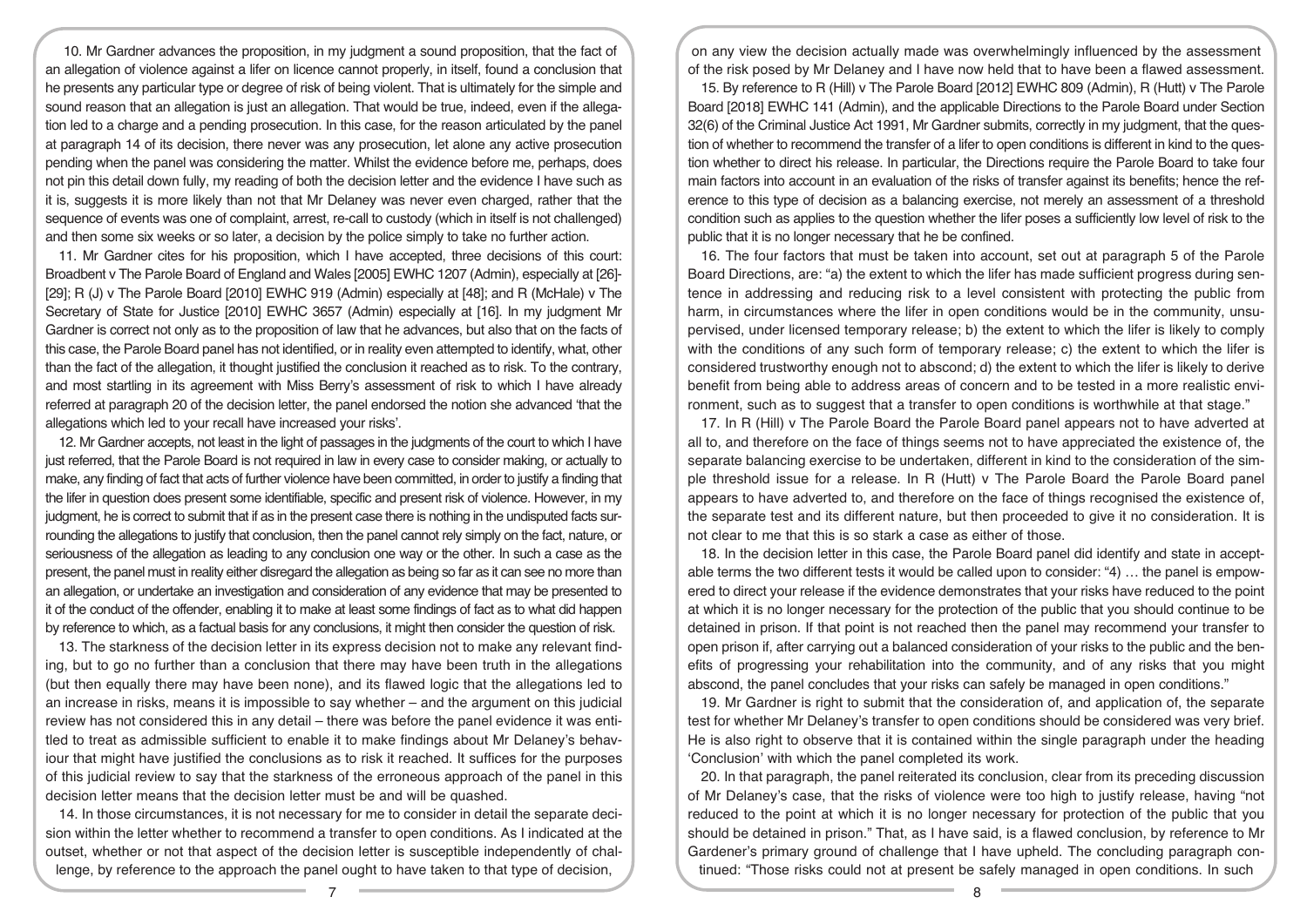10. Mr Gardner advances the proposition, in my judgment a sound proposition, that the fact of an allegation of violence against a lifer on licence cannot properly, in itself, found a conclusion that he presents any particular type or degree of risk of being violent. That is ultimately for the simple and sound reason that an allegation is just an allegation. That would be true, indeed, even if the allegation led to a charge and a pending prosecution. In this case, for the reason articulated by the panel at paragraph 14 of its decision, there never was any prosecution, let alone any active prosecution pending when the panel was considering the matter. Whilst the evidence before me, perhaps, does not pin this detail down fully, my reading of both the decision letter and the evidence I have such as it is, suggests it is more likely than not that Mr Delaney was never even charged, rather that the sequence of events was one of complaint, arrest, re-call to custody (which in itself is not challenged) and then some six weeks or so later, a decision by the police simply to take no further action.

11. Mr Gardner cites for his proposition, which I have accepted, three decisions of this court: Broadbent v The Parole Board of England and Wales [2005] EWHC 1207 (Admin), especially at [26]-[29]; R (J) v The Parole Board [2010] EWHC 919 (Admin) especially at [48]; and R (McHale) v The Secretary of State for Justice [2010] EWHC 3657 (Admin) especially at [16]. In my judgment Mr Gardner is correct not only as to the proposition of law that he advances, but also that on the facts of this case, the Parole Board panel has not identified, or in reality even attempted to identify, what, other than the fact of the allegation, it thought justified the conclusion it reached as to risk. To the contrary, and most startling in its agreement with Miss Berry's assessment of risk to which I have already referred at paragraph 20 of the decision letter, the panel endorsed the notion she advanced 'that the allegations which led to your recall have increased your risks'.

12. Mr Gardner accepts, not least in the light of passages in the judgments of the court to which I have just referred, that the Parole Board is not required in law in every case to consider making, or actually to make, any finding of fact that acts of further violence have been committed, in order to justify a finding that the lifer in question does present some identifiable, specific and present risk of violence. However, in my judgment, he is correct to submit that if as in the present case there is nothing in the undisputed facts surrounding the allegations to justify that conclusion, then the panel cannot rely simply on the fact, nature, or seriousness of the allegation as leading to any conclusion one way or the other. In such a case as the present, the panel must in reality either disregard the allegation as being so far as it can see no more than an allegation, or undertake an investigation and consideration of any evidence that may be presented to it of the conduct of the offender, enabling it to make at least some findings of fact as to what did happen by reference to which, as a factual basis for any conclusions, it might then consider the question of risk.

13. The starkness of the decision letter in its express decision not to make any relevant finding, but to go no further than a conclusion that there may have been truth in the allegations (but then equally there may have been none), and its flawed logic that the allegations led to an increase in risks, means it is impossible to say whether – and the argument on this judicial review has not considered this in any detail – there was before the panel evidence it was entitled to treat as admissible sufficient to enable it to make findings about Mr Delaney's behaviour that might have justified the conclusions as to risk it reached. It suffices for the purposes of this judicial review to say that the starkness of the erroneous approach of the panel in this decision letter means that the decision letter must be and will be quashed.

14. In those circumstances, it is not necessary for me to consider in detail the separate decision within the letter whether to recommend a transfer to open conditions. As I indicated at the outset, whether or not that aspect of the decision letter is susceptible independently of challenge, by reference to the approach the panel ought to have taken to that type of decision, on any view the decision actually made was overwhelmingly influenced by the assessment of the risk posed by Mr Delaney and I have now held that to have been a flawed assessment.

15. By reference to R (Hill) v The Parole Board [2012] EWHC 809 (Admin), R (Hutt) v The Parole Board [2018] EWHC 141 (Admin), and the applicable Directions to the Parole Board under Section 32(6) of the Criminal Justice Act 1991, Mr Gardner submits, correctly in my judgment, that the question of whether to recommend the transfer of a lifer to open conditions is different in kind to the question whether to direct his release. In particular, the Directions require the Parole Board to take four main factors into account in an evaluation of the risks of transfer against its benefits; hence the reference to this type of decision as a balancing exercise, not merely an assessment of a threshold condition such as applies to the question whether the lifer poses a sufficiently low level of risk to the public that it is no longer necessary that he be confined.

16. The four factors that must be taken into account, set out at paragraph 5 of the Parole Board Directions, are: "a) the extent to which the lifer has made sufficient progress during sentence in addressing and reducing risk to a level consistent with protecting the public from harm, in circumstances where the lifer in open conditions would be in the community, unsupervised, under licensed temporary release; b) the extent to which the lifer is likely to comply with the conditions of any such form of temporary release; c) the extent to which the lifer is considered trustworthy enough not to abscond; d) the extent to which the lifer is likely to derive benefit from being able to address areas of concern and to be tested in a more realistic environment, such as to suggest that a transfer to open conditions is worthwhile at that stage."

17. In R (Hill) v The Parole Board the Parole Board panel appears not to have adverted at all to, and therefore on the face of things seems not to have appreciated the existence of, the separate balancing exercise to be undertaken, different in kind to the consideration of the simple threshold issue for a release. In R (Hutt) v The Parole Board the Parole Board panel appears to have adverted to, and therefore on the face of things recognised the existence of, the separate test and its different nature, but then proceeded to give it no consideration. It is not clear to me that this is so stark a case as either of those.

18. In the decision letter in this case, the Parole Board panel did identify and state in acceptable terms the two different tests it would be called upon to consider: "4) … the panel is empowered to direct your release if the evidence demonstrates that your risks have reduced to the point at which it is no longer necessary for the protection of the public that you should continue to be detained in prison. If that point is not reached then the panel may recommend your transfer to open prison if, after carrying out a balanced consideration of your risks to the public and the benefits of progressing your rehabilitation into the community, and of any risks that you might abscond, the panel concludes that your risks can safely be managed in open conditions."

19. Mr Gardner is right to submit that the consideration of, and application of, the separate test for whether Mr Delaney's transfer to open conditions should be considered was very brief. He is also right to observe that it is contained within the single paragraph under the heading 'Conclusion' with which the panel completed its work.

20. In that paragraph, the panel reiterated its conclusion, clear from its preceding discussion of Mr Delaney's case, that the risks of violence were too high to justify release, having "not reduced to the point at which it is no longer necessary for protection of the public that you should be detained in prison." That, as I have said, is a flawed conclusion, by reference to Mr Gardener's primary ground of challenge that I have upheld. The concluding paragraph continued: "Those risks could not at present be safely managed in open conditions. In such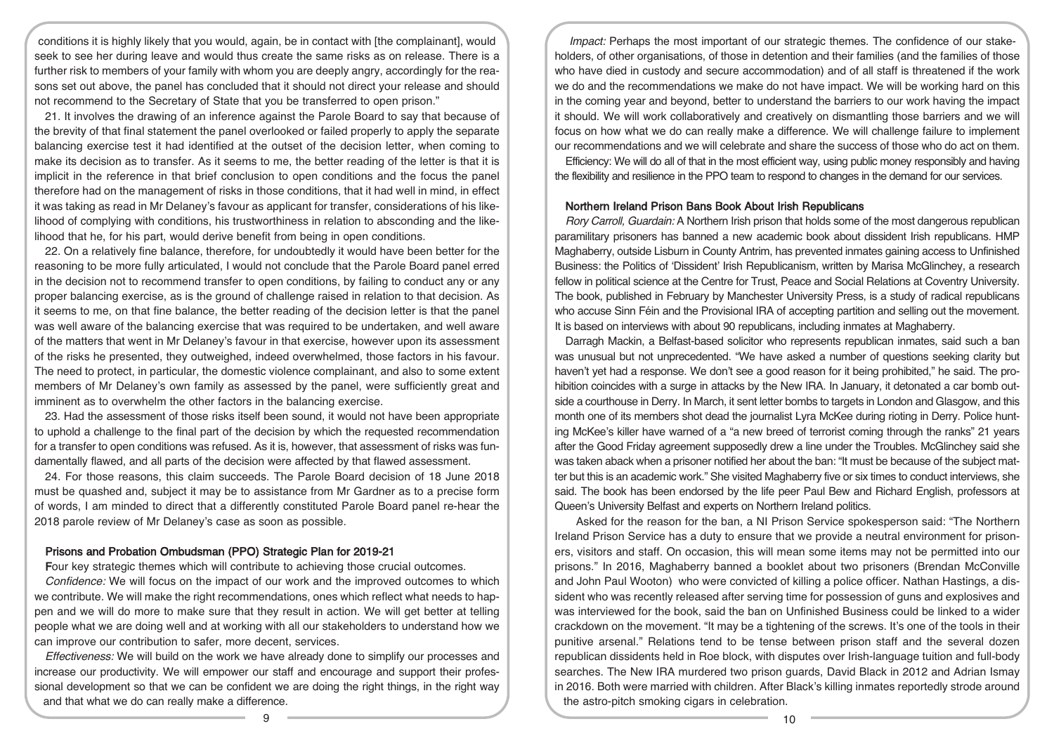conditions it is highly likely that you would, again, be in contact with [the complainant], would seek to see her during leave and would thus create the same risks as on release. There is a further risk to members of your family with whom you are deeply angry, accordingly for the reasons set out above, the panel has concluded that it should not direct your release and should not recommend to the Secretary of State that you be transferred to open prison."

21. It involves the drawing of an inference against the Parole Board to say that because of the brevity of that final statement the panel overlooked or failed properly to apply the separate balancing exercise test it had identified at the outset of the decision letter, when coming to make its decision as to transfer. As it seems to me, the better reading of the letter is that it is implicit in the reference in that brief conclusion to open conditions and the focus the panel therefore had on the management of risks in those conditions, that it had well in mind, in effect it was taking as read in Mr Delaney's favour as applicant for transfer, considerations of his likelihood of complying with conditions, his trustworthiness in relation to absconding and the likelihood that he, for his part, would derive benefit from being in open conditions.

22. On a relatively fine balance, therefore, for undoubtedly it would have been better for the reasoning to be more fully articulated, I would not conclude that the Parole Board panel erred in the decision not to recommend transfer to open conditions, by failing to conduct any or any proper balancing exercise, as is the ground of challenge raised in relation to that decision. As it seems to me, on that fine balance, the better reading of the decision letter is that the panel was well aware of the balancing exercise that was required to be undertaken, and well aware of the matters that went in Mr Delaney's favour in that exercise, however upon its assessment of the risks he presented, they outweighed, indeed overwhelmed, those factors in his favour. The need to protect, in particular, the domestic violence complainant, and also to some extent members of Mr Delaney's own family as assessed by the panel, were sufficiently great and imminent as to overwhelm the other factors in the balancing exercise.

23. Had the assessment of those risks itself been sound, it would not have been appropriate to uphold a challenge to the final part of the decision by which the requested recommendation for a transfer to open conditions was refused. As it is, however, that assessment of risks was fundamentally flawed, and all parts of the decision were affected by that flawed assessment.

24. For those reasons, this claim succeeds. The Parole Board decision of 18 June 2018 must be quashed and, subject it may be to assistance from Mr Gardner as to a precise form of words, I am minded to direct that a differently constituted Parole Board panel re-hear the 2018 parole review of Mr Delaney's case as soon as possible.

## Prisons and Probation Ombudsman (PPO) Strategic Plan for 2019-21

Four key strategic themes which will contribute to achieving those crucial outcomes.

*Confidence:* We will focus on the impact of our work and the improved outcomes to which we contribute. We will make the right recommendations, ones which reflect what needs to happen and we will do more to make sure that they result in action. We will get better at telling people what we are doing well and at working with all our stakeholders to understand how we can improve our contribution to safer, more decent, services.

*Effectiveness:* We will build on the work we have already done to simplify our processes and increase our productivity. We will empower our staff and encourage and support their professional development so that we can be confident we are doing the right things, in the right way and that what we do can really make a difference.

*Impact:* Perhaps the most important of our strategic themes. The confidence of our stakeholders, of other organisations, of those in detention and their families (and the families of those who have died in custody and secure accommodation) and of all staff is threatened if the work we do and the recommendations we make do not have impact. We will be working hard on this in the coming year and beyond, better to understand the barriers to our work having the impact it should. We will work collaboratively and creatively on dismantling those barriers and we will focus on how what we do can really make a difference. We will challenge failure to implement our recommendations and we will celebrate and share the success of those who do act on them.

Efficiency: We will do all of that in the most efficient way, using public money responsibly and having the flexibility and resilience in the PPO team to respond to changes in the demand for our services.

## Northern Ireland Prison Bans Book About Irish Republicans

*Rory Carroll, Guardian:* A Northern Irish prison that holds some of the most dangerous republican paramilitary prisoners has banned a new academic book about dissident Irish republicans. HMP Maghaberry, outside Lisburn in County Antrim, has prevented inmates gaining access to Unfinished Business: the Politics of 'Dissident' Irish Republicanism, written by Marisa McGlinchey, a research fellow in political science at the Centre for Trust, Peace and Social Relations at Coventry University. The book, published in February by Manchester University Press, is a study of radical republicans who accuse Sinn Féin and the Provisional IRA of accepting partition and selling out the movement. It is based on interviews with about 90 republicans, including inmates at Maghaberry.

Darragh Mackin, a Belfast-based solicitor who represents republican inmates, said such a ban was unusual but not unprecedented. "We have asked a number of questions seeking clarity but haven't yet had a response. We don't see a good reason for it being prohibited," he said. The prohibition coincides with a surge in attacks by the New IRA. In January, it detonated a car bomb outside a courthouse in Derry. In March, it sent letter bombs to targets in London and Glasgow, and this month one of its members shot dead the journalist Lyra McKee during rioting in Derry. Police hunting McKee's killer have warned of a "new breed of terrorist coming through the ranks" 21 years after the Good Friday agreement supposedly drew a line under the Troubles. McGlinchey said she was taken aback when a prisoner notified her about the ban: "It must be because of the subject matter but this is an academic work." She visited Maghaberry five or six times to conduct interviews, she said. The book has been endorsed by the life peer Paul Bew and Richard English, professors at Queen's University Belfast and experts on Northern Ireland politics.

Asked for the reason for the ban, a NI Prison Service spokesperson said: "The Northern Ireland Prison Service has a duty to ensure that we provide a neutral environment for prisoners, visitors and staff. On occasion, this will mean some items may not be permitted into our prisons." In 2016, Maghaberry banned a booklet about two prisoners (Brendan McConville and John Paul Wooton) who were convicted of killing a police officer. Nathan Hastings, a dissident who was recently released after serving time for possession of guns and explosives and was interviewed for the book, said the ban on Unfinished Business could be linked to a wider crackdown on the movement. "It may be a tightening of the screws. It's one of the tools in their punitive arsenal." Relations tend to be tense between prison staff and the several dozen republican dissidents held in Roe block, with disputes over Irish-language tuition and full-body searches. The New IRA murdered two prison guards, David Black in 2012 and Adrian Ismay in 2016. Both were married with children. After Black's killing inmates reportedly strode around the astro-pitch smoking cigars in celebration.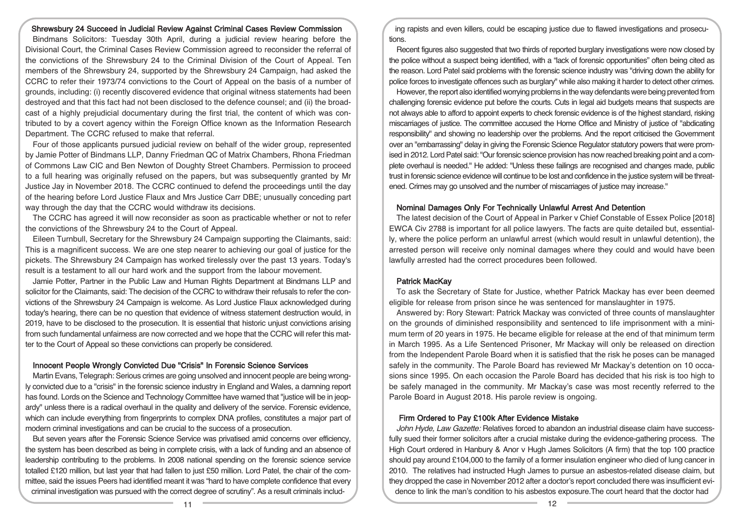### Shrewsbury 24 Succeed in Judicial Review Against Criminal Cases Review Commission

Bindmans Solicitors: Tuesday 30th April, during a judicial review hearing before the Divisional Court, the Criminal Cases Review Commission agreed to reconsider the referral of the convictions of the Shrewsbury 24 to the Criminal Division of the Court of Appeal. Ten members of the Shrewsbury 24, supported by the Shrewsbury 24 Campaign, had asked the CCRC to refer their 1973/74 convictions to the Court of Appeal on the basis of a number of grounds, including: (i) recently discovered evidence that original witness statements had been destroyed and that this fact had not been disclosed to the defence counsel; and (ii) the broadcast of a highly prejudicial documentary during the first trial, the content of which was contributed to by a covert agency within the Foreign Office known as the Information Research Department. The CCRC refused to make that referral.

Four of those applicants pursued judicial review on behalf of the wider group, represented by Jamie Potter of Bindmans LLP, Danny Friedman QC of Matrix Chambers, Rhona Friedman of Commons Law CIC and Ben Newton of Doughty Street Chambers. Permission to proceed to a full hearing was originally refused on the papers, but was subsequently granted by Mr Justice Jay in November 2018. The CCRC continued to defend the proceedings until the day of the hearing before Lord Justice Flaux and Mrs Justice Carr DBE; unusually conceding part way through the day that the CCRC would withdraw its decisions.

The CCRC has agreed it will now reconsider as soon as practicable whether or not to refer the convictions of the Shrewsbury 24 to the Court of Appeal.

Eileen Turnbull, Secretary for the Shrewsbury 24 Campaign supporting the Claimants, said: This is a magnificent success. We are one step nearer to achieving our goal of justice for the pickets. The Shrewsbury 24 Campaign has worked tirelessly over the past 13 years. Today's result is a testament to all our hard work and the support from the labour movement.

Jamie Potter, Partner in the Public Law and Human Rights Department at Bindmans LLP and solicitor for the Claimants, said: The decision of the CCRC to withdraw their refusals to refer the convictions of the Shrewsbury 24 Campaign is welcome. As Lord Justice Flaux acknowledged during today's hearing, there can be no question that evidence of witness statement destruction would, in 2019, have to be disclosed to the prosecution. It is essential that historic unjust convictions arising from such fundamental unfairness are now corrected and we hope that the CCRC will refer this matter to the Court of Appeal so these convictions can properly be considered.

### Innocent People Wrongly Convicted Due "Crisis" In Forensic Science Services

Martin Evans, Telegraph: Serious crimes are going unsolved and innocent people are being wrongly convicted due to a "crisis" in the forensic science industry in England and Wales, a damning report has found. Lords on the Science and Technology Committee have warned that "justice will be in jeopardy" unless there is a radical overhaul in the quality and delivery of the service. Forensic evidence, which can include everything from fingerprints to complex DNA profiles, constitutes a major part of modern criminal investigations and can be crucial to the success of a prosecution.

But seven years after the Forensic Science Service was privatised amid concerns over efficiency, the system has been described as being in complete crisis, with a lack of funding and an absence of leadership contributing to the problems. In 2008 national spending on the forensic science service totalled £120 million, but last year that had fallen to just £50 million. Lord Patel, the chair of the committee, said the issues Peers had identified meant it was "hard to have complete confidence that every criminal investigation was pursued with the correct degree of scrutiny". As a result criminals including rapists and even killers, could be escaping justice due to flawed investigations and prosecutions.

Recent figures also suggested that two thirds of reported burglary investigations were now closed by the police without a suspect being identified, with a "lack of forensic opportunities" often being cited as the reason. Lord Patel said problems with the forensic science industry was "driving down the ability for police forces to investigate offences such as burglary" while also making it harder to detect other crimes.

However, the report also identified worrying problems in the way defendants were being prevented from challenging forensic evidence put before the courts. Cuts in legal aid budgets means that suspects are not always able to afford to appoint experts to check forensic evidence is of the highest standard, risking miscarriages of justice. The committee accused the Home Office and Ministry of justice of "abdicating responsibility" and showing no leadership over the problems. And the report criticised the Government over an "embarrassing" delay in giving the Forensic Science Regulator statutory powers that were promised in 2012. Lord Patel said: "Our forensic science provision has now reached breaking point and a complete overhaul is needed." He added: "Unless these failings are recognised and changes made, public trust in forensic science evidence will continue to be lost and confidence in the justice system will be threatened. Crimes may go unsolved and the number of miscarriages of justice may increase."

### Nominal Damages Only For Technically Unlawful Arrest And Detention

The latest decision of the Court of Appeal in Parker v Chief Constable of Essex Police [2018] EWCA Civ 2788 is important for all police lawyers. The facts are quite detailed but, essentially, where the police perform an unlawful arrest (which would result in unlawful detention), the arrested person will receive only nominal damages where they could and would have been lawfully arrested had the correct procedures been followed.

### Patrick MacKay

To ask the Secretary of State for Justice, whether Patrick Mackay has ever been deemed eligible for release from prison since he was sentenced for manslaughter in 1975.

Answered by: Rory Stewart: Patrick Mackay was convicted of three counts of manslaughter on the grounds of diminished responsibility and sentenced to life imprisonment with a minimum term of 20 years in 1975. He became eligible for release at the end of that minimum term in March 1995. As a Life Sentenced Prisoner, Mr Mackay will only be released on direction from the Independent Parole Board when it is satisfied that the risk he poses can be managed safely in the community. The Parole Board has reviewed Mr Mackay's detention on 10 occasions since 1995. On each occasion the Parole Board has decided that his risk is too high to be safely managed in the community. Mr Mackay's case was most recently referred to the Parole Board in August 2018. His parole review is ongoing.

### Firm Ordered to Pay £100k After Evidence Mistake

*John Hyde, Law Gazette:* Relatives forced to abandon an industrial disease claim have successfully sued their former solicitors after a crucial mistake during the evidence-gathering process. The High Court ordered in Hanbury & Anor v Hugh James Solicitors (A firm) that the top 100 practice should pay around £104,000 to the family of a former insulation engineer who died of lung cancer in 2010. The relatives had instructed Hugh James to pursue an asbestos-related disease claim, but they dropped the case in November 2012 after a doctor's report concluded there was insufficient evidence to link the man's condition to his asbestos exposure.The court heard that the doctor had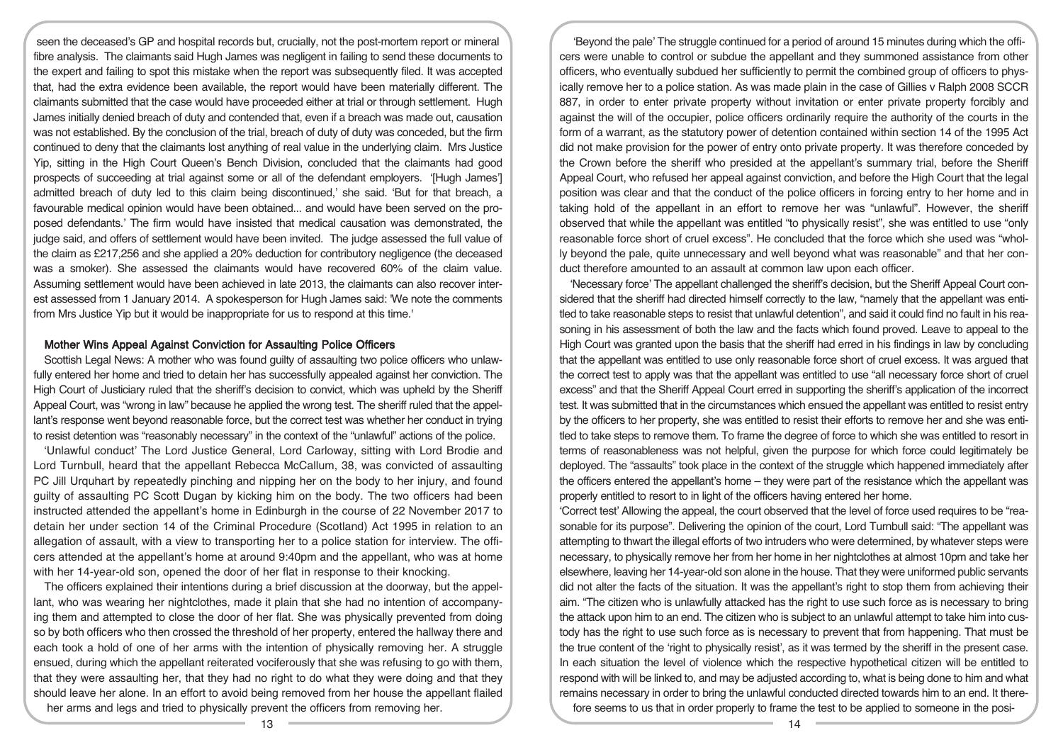seen the deceased's GP and hospital records but, crucially, not the post-mortem report or mineral fibre analysis. The claimants said Hugh James was negligent in failing to send these documents to the expert and failing to spot this mistake when the report was subsequently filed. It was accepted that, had the extra evidence been available, the report would have been materially different. The claimants submitted that the case would have proceeded either at trial or through settlement. Hugh James initially denied breach of duty and contended that, even if a breach was made out, causation was not established. By the conclusion of the trial, breach of duty of duty was conceded, but the firm continued to deny that the claimants lost anything of real value in the underlying claim. Mrs Justice Yip, sitting in the High Court Queen's Bench Division, concluded that the claimants had good prospects of succeeding at trial against some or all of the defendant employers. '[Hugh James'] admitted breach of duty led to this claim being discontinued,' she said. 'But for that breach, a favourable medical opinion would have been obtained... and would have been served on the proposed defendants.' The firm would have insisted that medical causation was demonstrated, the judge said, and offers of settlement would have been invited. The judge assessed the full value of the claim as £217,256 and she applied a 20% deduction for contributory negligence (the deceased was a smoker). She assessed the claimants would have recovered 60% of the claim value. Assuming settlement would have been achieved in late 2013, the claimants can also recover interest assessed from 1 January 2014. A spokesperson for Hugh James said: 'We note the comments from Mrs Justice Yip but it would be inappropriate for us to respond at this time.'

### Mother Wins Appeal Against Conviction for Assaulting Police Officers

Scottish Legal News: A mother who was found guilty of assaulting two police officers who unlawfully entered her home and tried to detain her has successfully appealed against her conviction. The High Court of Justiciary ruled that the sheriff's decision to convict, which was upheld by the Sheriff Appeal Court, was "wrong in law" because he applied the wrong test. The sheriff ruled that the appellant's response went beyond reasonable force, but the correct test was whether her conduct in trying to resist detention was "reasonably necessary" in the context of the "unlawful" actions of the police.

'Unlawful conduct' The Lord Justice General, Lord Carloway, sitting with Lord Brodie and Lord Turnbull, heard that the appellant Rebecca McCallum, 38, was convicted of assaulting PC Jill Urquhart by repeatedly pinching and nipping her on the body to her injury, and found guilty of assaulting PC Scott Dugan by kicking him on the body. The two officers had been instructed attended the appellant's home in Edinburgh in the course of 22 November 2017 to detain her under section 14 of the Criminal Procedure (Scotland) Act 1995 in relation to an allegation of assault, with a view to transporting her to a police station for interview. The officers attended at the appellant's home at around 9:40pm and the appellant, who was at home with her 14-year-old son, opened the door of her flat in response to their knocking.

The officers explained their intentions during a brief discussion at the doorway, but the appellant, who was wearing her nightclothes, made it plain that she had no intention of accompanying them and attempted to close the door of her flat. She was physically prevented from doing so by both officers who then crossed the threshold of her property, entered the hallway there and each took a hold of one of her arms with the intention of physically removing her. A struggle ensued, during which the appellant reiterated vociferously that she was refusing to go with them, that they were assaulting her, that they had no right to do what they were doing and that they should leave her alone. In an effort to avoid being removed from her house the appellant flailed her arms and legs and tried to physically prevent the officers from removing her.

'Beyond the pale' The struggle continued for a period of around 15 minutes during which the officers were unable to control or subdue the appellant and they summoned assistance from other officers, who eventually subdued her sufficiently to permit the combined group of officers to physically remove her to a police station. As was made plain in the case of Gillies v Ralph 2008 SCCR 887, in order to enter private property without invitation or enter private property forcibly and against the will of the occupier, police officers ordinarily require the authority of the courts in the form of a warrant, as the statutory power of detention contained within section 14 of the 1995 Act did not make provision for the power of entry onto private property. It was therefore conceded by the Crown before the sheriff who presided at the appellant's summary trial, before the Sheriff Appeal Court, who refused her appeal against conviction, and before the High Court that the legal position was clear and that the conduct of the police officers in forcing entry to her home and in taking hold of the appellant in an effort to remove her was "unlawful". However, the sheriff observed that while the appellant was entitled "to physically resist", she was entitled to use "only reasonable force short of cruel excess". He concluded that the force which she used was "wholly beyond the pale, quite unnecessary and well beyond what was reasonable" and that her conduct therefore amounted to an assault at common law upon each officer.

'Necessary force' The appellant challenged the sheriff's decision, but the Sheriff Appeal Court considered that the sheriff had directed himself correctly to the law, "namely that the appellant was entitled to take reasonable steps to resist that unlawful detention", and said it could find no fault in his reasoning in his assessment of both the law and the facts which found proved. Leave to appeal to the High Court was granted upon the basis that the sheriff had erred in his findings in law by concluding that the appellant was entitled to use only reasonable force short of cruel excess. It was argued that the correct test to apply was that the appellant was entitled to use "all necessary force short of cruel excess" and that the Sheriff Appeal Court erred in supporting the sheriff's application of the incorrect test. It was submitted that in the circumstances which ensued the appellant was entitled to resist entry by the officers to her property, she was entitled to resist their efforts to remove her and she was entitled to take steps to remove them. To frame the degree of force to which she was entitled to resort in terms of reasonableness was not helpful, given the purpose for which force could legitimately be deployed. The "assaults" took place in the context of the struggle which happened immediately after the officers entered the appellant's home – they were part of the resistance which the appellant was properly entitled to resort to in light of the officers having entered her home.

'Correct test' Allowing the appeal, the court observed that the level of force used requires to be "reasonable for its purpose". Delivering the opinion of the court, Lord Turnbull said: "The appellant was attempting to thwart the illegal efforts of two intruders who were determined, by whatever steps were necessary, to physically remove her from her home in her nightclothes at almost 10pm and take her elsewhere, leaving her 14-year-old son alone in the house. That they were uniformed public servants did not alter the facts of the situation. It was the appellant's right to stop them from achieving their aim. "The citizen who is unlawfully attacked has the right to use such force as is necessary to bring the attack upon him to an end. The citizen who is subject to an unlawful attempt to take him into custody has the right to use such force as is necessary to prevent that from happening. That must be the true content of the 'right to physically resist', as it was termed by the sheriff in the present case. In each situation the level of violence which the respective hypothetical citizen will be entitled to respond with will be linked to, and may be adjusted according to, what is being done to him and what remains necessary in order to bring the unlawful conducted directed towards him to an end. It therefore seems to us that in order properly to frame the test to be applied to someone in the posi-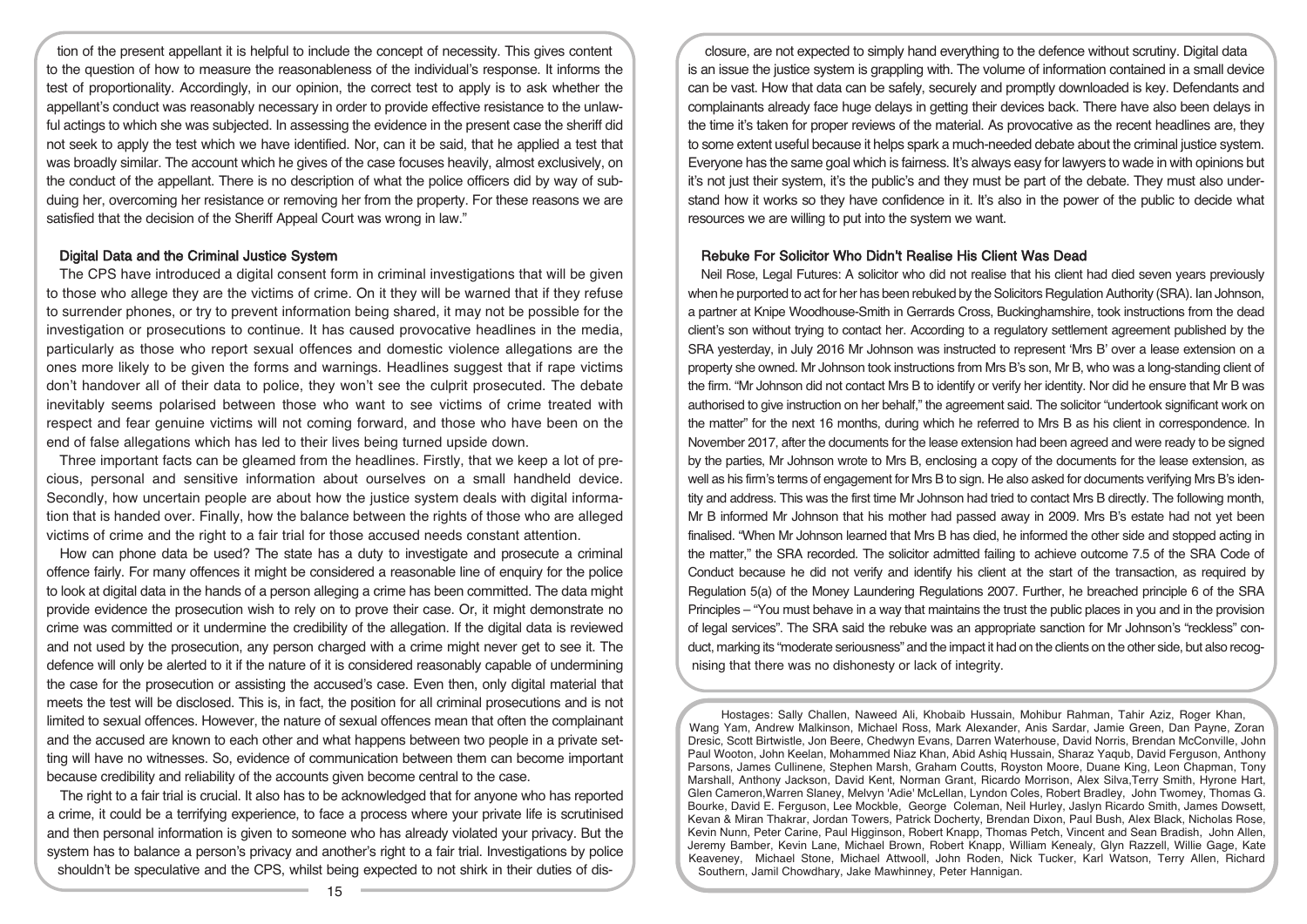tion of the present appellant it is helpful to include the concept of necessity. This gives content to the question of how to measure the reasonableness of the individual's response. It informs the test of proportionality. Accordingly, in our opinion, the correct test to apply is to ask whether the appellant's conduct was reasonably necessary in order to provide effective resistance to the unlawful actings to which she was subjected. In assessing the evidence in the present case the sheriff did not seek to apply the test which we have identified. Nor, can it be said, that he applied a test that was broadly similar. The account which he gives of the case focuses heavily, almost exclusively, on the conduct of the appellant. There is no description of what the police officers did by way of subduing her, overcoming her resistance or removing her from the property. For these reasons we are satisfied that the decision of the Sheriff Appeal Court was wrong in law."

### Digital Data and the Criminal Justice System

The CPS have introduced a digital consent form in criminal investigations that will be given to those who allege they are the victims of crime. On it they will be warned that if they refuse to surrender phones, or try to prevent information being shared, it may not be possible for the investigation or prosecutions to continue. It has caused provocative headlines in the media, particularly as those who report sexual offences and domestic violence allegations are the ones more likely to be given the forms and warnings. Headlines suggest that if rape victims don't handover all of their data to police, they won't see the culprit prosecuted. The debate inevitably seems polarised between those who want to see victims of crime treated with respect and fear genuine victims will not coming forward, and those who have been on the end of false allegations which has led to their lives being turned upside down.

Three important facts can be gleamed from the headlines. Firstly, that we keep a lot of precious, personal and sensitive information about ourselves on a small handheld device. Secondly, how uncertain people are about how the justice system deals with digital information that is handed over. Finally, how the balance between the rights of those who are alleged victims of crime and the right to a fair trial for those accused needs constant attention.

How can phone data be used? The state has a duty to investigate and prosecute a criminal offence fairly. For many offences it might be considered a reasonable line of enquiry for the police to look at digital data in the hands of a person alleging a crime has been committed. The data might provide evidence the prosecution wish to rely on to prove their case. Or, it might demonstrate no crime was committed or it undermine the credibility of the allegation. If the digital data is reviewed and not used by the prosecution, any person charged with a crime might never get to see it. The defence will only be alerted to it if the nature of it is considered reasonably capable of undermining the case for the prosecution or assisting the accused's case. Even then, only digital material that meets the test will be disclosed. This is, in fact, the position for all criminal prosecutions and is not limited to sexual offences. However, the nature of sexual offences mean that often the complainant and the accused are known to each other and what happens between two people in a private setting will have no witnesses. So, evidence of communication between them can become important because credibility and reliability of the accounts given become central to the case.

The right to a fair trial is crucial. It also has to be acknowledged that for anyone who has reported a crime, it could be a terrifying experience, to face a process where your private life is scrutinised and then personal information is given to someone who has already violated your privacy. But the system has to balance a person's privacy and another's right to a fair trial. Investigations by police shouldn't be speculative and the CPS, whilst being expected to not shirk in their duties of disclosure, are not expected to simply hand everything to the defence without scrutiny. Digital data is an issue the justice system is grappling with. The volume of information contained in a small device can be vast. How that data can be safely, securely and promptly downloaded is key. Defendants and complainants already face huge delays in getting their devices back. There have also been delays in the time it's taken for proper reviews of the material. As provocative as the recent headlines are, they to some extent useful because it helps spark a much-needed debate about the criminal justice system. Everyone has the same goal which is fairness. It's always easy for lawyers to wade in with opinions but it's not just their system, it's the public's and they must be part of the debate. They must also understand how it works so they have confidence in it. It's also in the power of the public to decide what resources we are willing to put into the system we want.

### Rebuke For Solicitor Who Didn't Realise His Client Was Dead

Neil Rose, Legal Futures: A solicitor who did not realise that his client had died seven years previously when he purported to act for her has been rebuked by the Solicitors Regulation Authority (SRA). Ian Johnson, a partner at Knipe Woodhouse-Smith in Gerrards Cross, Buckinghamshire, took instructions from the dead client's son without trying to contact her. According to a regulatory settlement agreement published by the SRA yesterday, in July 2016 Mr Johnson was instructed to represent 'Mrs B' over a lease extension on a property she owned. Mr Johnson took instructions from Mrs B's son, Mr B, who was a long-standing client of the firm. "Mr Johnson did not contact Mrs B to identify or verify her identity. Nor did he ensure that Mr B was authorised to give instruction on her behalf," the agreement said. The solicitor "undertook significant work on the matter" for the next 16 months, during which he referred to Mrs B as his client in correspondence. In November 2017, after the documents for the lease extension had been agreed and were ready to be signed by the parties, Mr Johnson wrote to Mrs B, enclosing a copy of the documents for the lease extension, as well as his firm's terms of engagement for Mrs B to sign. He also asked for documents verifying Mrs B's identity and address. This was the first time Mr Johnson had tried to contact Mrs B directly. The following month, Mr B informed Mr Johnson that his mother had passed away in 2009. Mrs B's estate had not yet been finalised. "When Mr Johnson learned that Mrs B has died, he informed the other side and stopped acting in the matter," the SRA recorded. The solicitor admitted failing to achieve outcome 7.5 of the SRA Code of Conduct because he did not verify and identify his client at the start of the transaction, as required by Regulation 5(a) of the Money Laundering Regulations 2007. Further, he breached principle 6 of the SRA Principles – "You must behave in a way that maintains the trust the public places in you and in the provision of legal services". The SRA said the rebuke was an appropriate sanction for Mr Johnson's "reckless" conduct, marking its "moderate seriousness" and the impact it had on the clients on the other side, but also recognising that there was no dishonesty or lack of integrity.

Hostages: Sally Challen, Naweed Ali, Khobaib Hussain, Mohibur Rahman, Tahir Aziz, Roger Khan, Wang Yam, Andrew Malkinson, Michael Ross, Mark Alexander, Anis Sardar, Jamie Green, Dan Payne, Zoran Dresic, Scott Birtwistle, Jon Beere, Chedwyn Evans, Darren Waterhouse, David Norris, Brendan McConville, John Paul Wooton, John Keelan, Mohammed Niaz Khan, Abid Ashiq Hussain, Sharaz Yaqub, David Ferguson, Anthony Parsons, James Cullinene, Stephen Marsh, Graham Coutts, Royston Moore, Duane King, Leon Chapman, Tony Marshall, Anthony Jackson, David Kent, Norman Grant, Ricardo Morrison, Alex Silva,Terry Smith, Hyrone Hart, Glen Cameron,Warren Slaney, Melvyn 'Adie' McLellan, Lyndon Coles, Robert Bradley, John Twomey, Thomas G. Bourke, David E. Ferguson, Lee Mockble, George Coleman, Neil Hurley, Jaslyn Ricardo Smith, James Dowsett, Kevan & Miran Thakrar, Jordan Towers, Patrick Docherty, Brendan Dixon, Paul Bush, Alex Black, Nicholas Rose, Kevin Nunn, Peter Carine, Paul Higginson, Robert Knapp, Thomas Petch, Vincent and Sean Bradish, John Allen, Jeremy Bamber, Kevin Lane, Michael Brown, Robert Knapp, William Kenealy, Glyn Razzell, Willie Gage, Kate Keaveney, Michael Stone, Michael Attwooll, John Roden, Nick Tucker, Karl Watson, Terry Allen, Richard Southern, Jamil Chowdhary, Jake Mawhinney, Peter Hannigan.